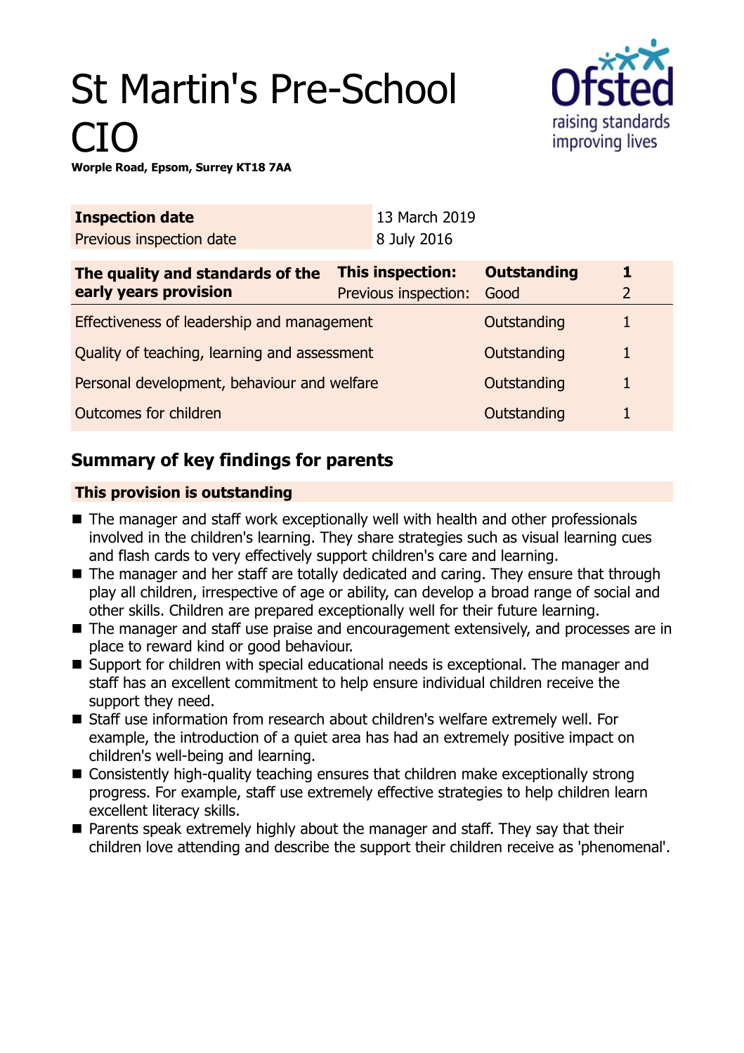# St Martin's Pre-School CIO

**Worple Road, Epsom, Surrey KT18 7AA**

| **Inspection date** | 13 March 2019 |
|---|---|
| Previous inspection date | 8 July 2016 |

| **The quality and standards of the early years provision** | **This inspection:** | **Outstanding** | **1** |
|---|---|---|---|
| | Previous inspection: | Good | 2 |
| Effectiveness of leadership and management | | Outstanding | 1 |
| Quality of teaching, learning and assessment | | Outstanding | 1 |
| Personal development, behaviour and welfare | | Outstanding | 1 |
| Outcomes for children | | Outstanding | 1 |

## Summary of key findings for parents

**This provision is outstanding**

- The manager and staff work exceptionally well with health and other professionals involved in the children's learning. They share strategies such as visual learning cues and flash cards to very effectively support children's care and learning.
- The manager and her staff are totally dedicated and caring. They ensure that through play all children, irrespective of age or ability, can develop a broad range of social and other skills. Children are prepared exceptionally well for their future learning.
- The manager and staff use praise and encouragement extensively, and processes are in place to reward kind or good behaviour.
- Support for children with special educational needs is exceptional. The manager and staff has an excellent commitment to help ensure individual children receive the support they need.
- Staff use information from research about children's welfare extremely well. For example, the introduction of a quiet area has had an extremely positive impact on children's well-being and learning.
- Consistently high-quality teaching ensures that children make exceptionally strong progress. For example, staff use extremely effective strategies to help children learn excellent literacy skills.
- Parents speak extremely highly about the manager and staff. They say that their children love attending and describe the support their children receive as 'phenomenal'.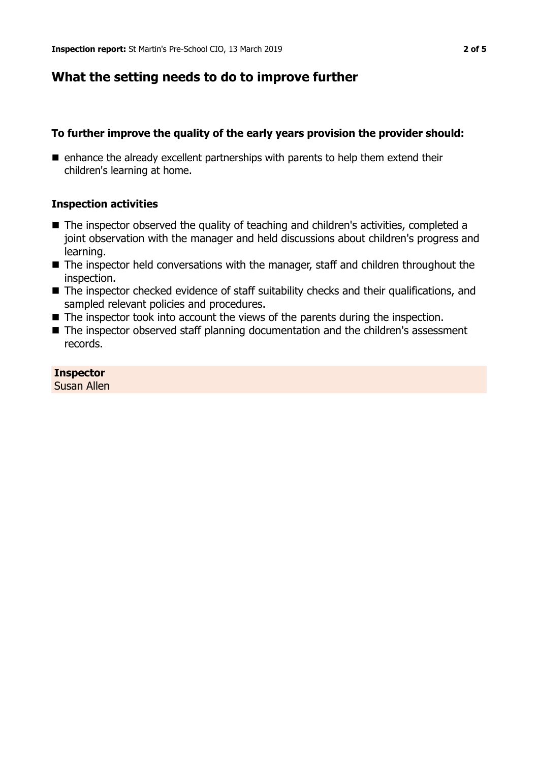## What the setting needs to do to improve further

### To further improve the quality of the early years provision the provider should:

- enhance the already excellent partnerships with parents to help them extend their children's learning at home.

### Inspection activities

- The inspector observed the quality of teaching and children's activities, completed a joint observation with the manager and held discussions about children's progress and learning.
- The inspector held conversations with the manager, staff and children throughout the inspection.
- The inspector checked evidence of staff suitability checks and their qualifications, and sampled relevant policies and procedures.
- The inspector took into account the views of the parents during the inspection.
- The inspector observed staff planning documentation and the children's assessment records.

**Inspector**
Susan Allen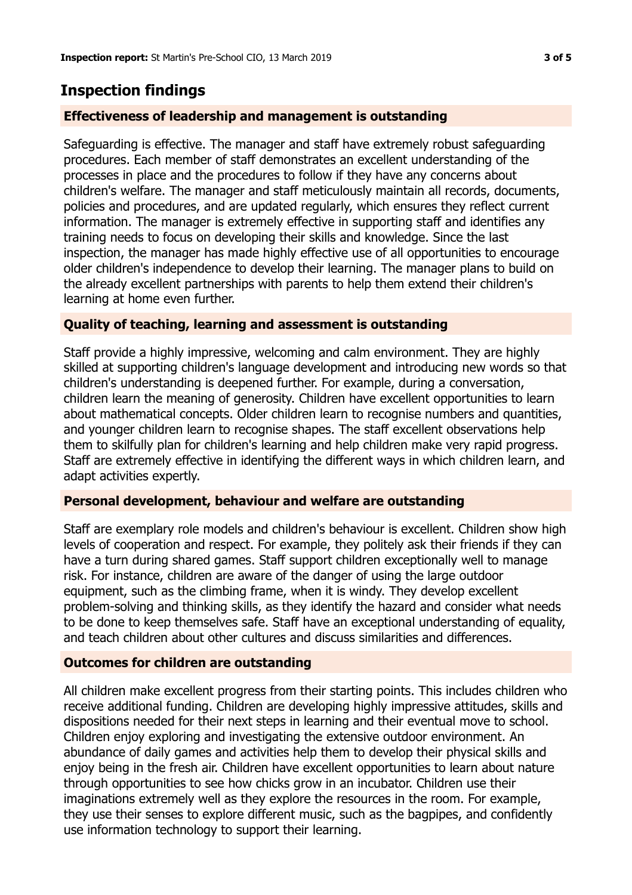## Inspection findings

### Effectiveness of leadership and management is outstanding

Safeguarding is effective. The manager and staff have extremely robust safeguarding procedures. Each member of staff demonstrates an excellent understanding of the processes in place and the procedures to follow if they have any concerns about children's welfare. The manager and staff meticulously maintain all records, documents, policies and procedures, and are updated regularly, which ensures they reflect current information. The manager is extremely effective in supporting staff and identifies any training needs to focus on developing their skills and knowledge. Since the last inspection, the manager has made highly effective use of all opportunities to encourage older children's independence to develop their learning. The manager plans to build on the already excellent partnerships with parents to help them extend their children's learning at home even further.

### Quality of teaching, learning and assessment is outstanding

Staff provide a highly impressive, welcoming and calm environment. They are highly skilled at supporting children's language development and introducing new words so that children's understanding is deepened further. For example, during a conversation, children learn the meaning of generosity. Children have excellent opportunities to learn about mathematical concepts. Older children learn to recognise numbers and quantities, and younger children learn to recognise shapes. The staff excellent observations help them to skilfully plan for children's learning and help children make very rapid progress. Staff are extremely effective in identifying the different ways in which children learn, and adapt activities expertly.

### Personal development, behaviour and welfare are outstanding

Staff are exemplary role models and children's behaviour is excellent. Children show high levels of cooperation and respect. For example, they politely ask their friends if they can have a turn during shared games. Staff support children exceptionally well to manage risk. For instance, children are aware of the danger of using the large outdoor equipment, such as the climbing frame, when it is windy. They develop excellent problem-solving and thinking skills, as they identify the hazard and consider what needs to be done to keep themselves safe. Staff have an exceptional understanding of equality, and teach children about other cultures and discuss similarities and differences.

### Outcomes for children are outstanding

All children make excellent progress from their starting points. This includes children who receive additional funding. Children are developing highly impressive attitudes, skills and dispositions needed for their next steps in learning and their eventual move to school. Children enjoy exploring and investigating the extensive outdoor environment. An abundance of daily games and activities help them to develop their physical skills and enjoy being in the fresh air. Children have excellent opportunities to learn about nature through opportunities to see how chicks grow in an incubator. Children use their imaginations extremely well as they explore the resources in the room. For example, they use their senses to explore different music, such as the bagpipes, and confidently use information technology to support their learning.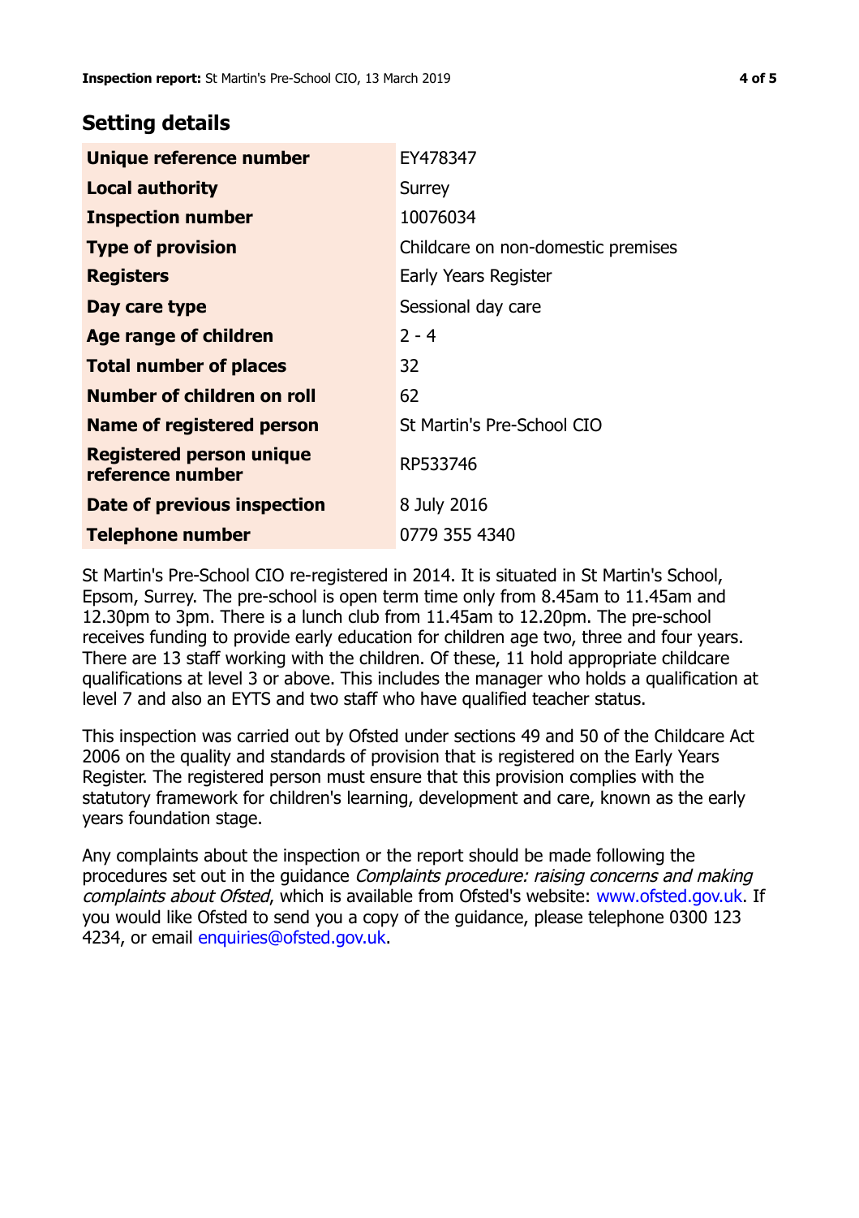## Setting details

| | |
|---|---|
| **Unique reference number** | EY478347 |
| **Local authority** | Surrey |
| **Inspection number** | 10076034 |
| **Type of provision** | Childcare on non-domestic premises |
| **Registers** | Early Years Register |
| **Day care type** | Sessional day care |
| **Age range of children** | 2 - 4 |
| **Total number of places** | 32 |
| **Number of children on roll** | 62 |
| **Name of registered person** | St Martin's Pre-School CIO |
| **Registered person unique reference number** | RP533746 |
| **Date of previous inspection** | 8 July 2016 |
| **Telephone number** | 0779 355 4340 |

St Martin's Pre-School CIO re-registered in 2014. It is situated in St Martin's School, Epsom, Surrey. The pre-school is open term time only from 8.45am to 11.45am and 12.30pm to 3pm. There is a lunch club from 11.45am to 12.20pm. The pre-school receives funding to provide early education for children age two, three and four years. There are 13 staff working with the children. Of these, 11 hold appropriate childcare qualifications at level 3 or above. This includes the manager who holds a qualification at level 7 and also an EYTS and two staff who have qualified teacher status.

This inspection was carried out by Ofsted under sections 49 and 50 of the Childcare Act 2006 on the quality and standards of provision that is registered on the Early Years Register. The registered person must ensure that this provision complies with the statutory framework for children's learning, development and care, known as the early years foundation stage.

Any complaints about the inspection or the report should be made following the procedures set out in the guidance *Complaints procedure: raising concerns and making complaints about Ofsted*, which is available from Ofsted's website: www.ofsted.gov.uk. If you would like Ofsted to send you a copy of the guidance, please telephone 0300 123 4234, or email enquiries@ofsted.gov.uk.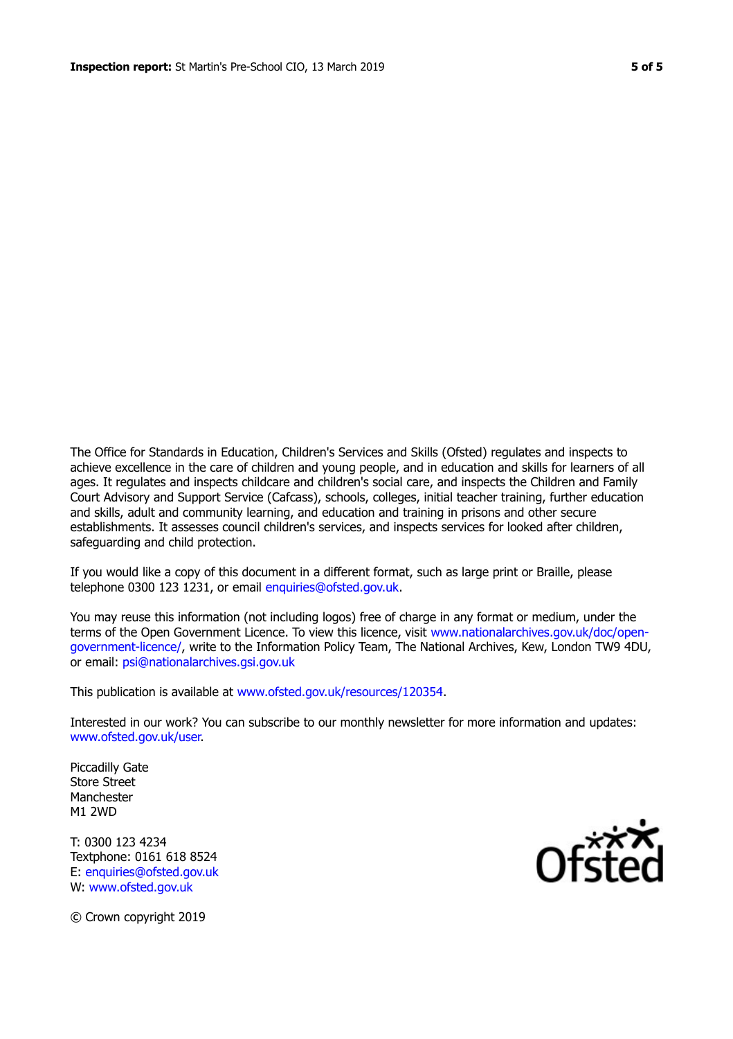The Office for Standards in Education, Children's Services and Skills (Ofsted) regulates and inspects to achieve excellence in the care of children and young people, and in education and skills for learners of all ages. It regulates and inspects childcare and children's social care, and inspects the Children and Family Court Advisory and Support Service (Cafcass), schools, colleges, initial teacher training, further education and skills, adult and community learning, and education and training in prisons and other secure establishments. It assesses council children's services, and inspects services for looked after children, safeguarding and child protection.

If you would like a copy of this document in a different format, such as large print or Braille, please telephone 0300 123 1231, or email enquiries@ofsted.gov.uk.

You may reuse this information (not including logos) free of charge in any format or medium, under the terms of the Open Government Licence. To view this licence, visit www.nationalarchives.gov.uk/doc/open-government-licence/, write to the Information Policy Team, The National Archives, Kew, London TW9 4DU, or email: psi@nationalarchives.gsi.gov.uk

This publication is available at www.ofsted.gov.uk/resources/120354.

Interested in our work? You can subscribe to our monthly newsletter for more information and updates: www.ofsted.gov.uk/user.

Piccadilly Gate
Store Street
Manchester
M1 2WD

T: 0300 123 4234
Textphone: 0161 618 8524
E: enquiries@ofsted.gov.uk
W: www.ofsted.gov.uk

© Crown copyright 2019